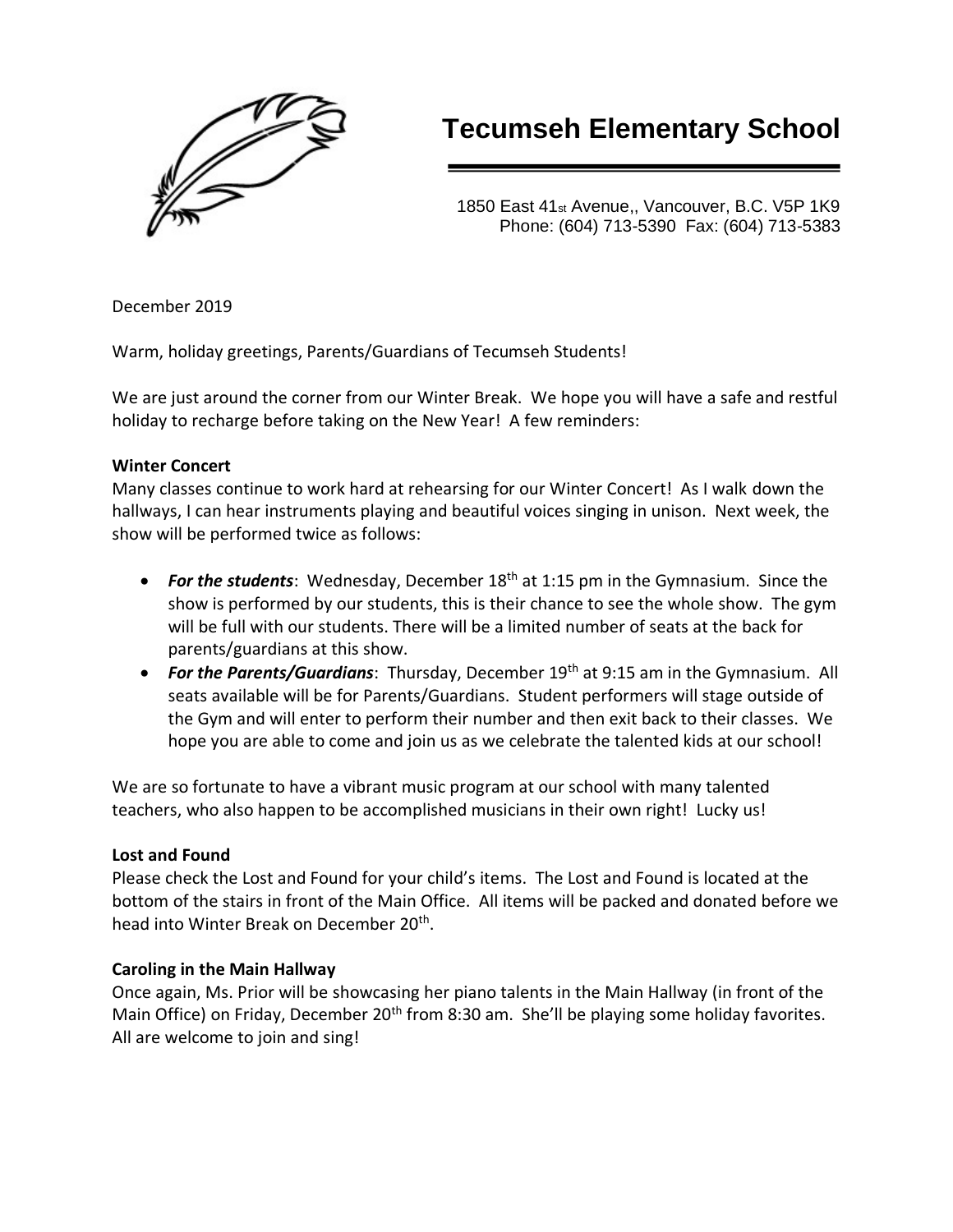# Tecumseh Elementary School

1850 East 41st Avenue,, Vancouver, B.C. V5P 1K9
Phone: (604) 713-5390 Fax: (604) 713-5383

December 2019

Warm, holiday greetings, Parents/Guardians of Tecumseh Students!

We are just around the corner from our Winter Break. We hope you will have a safe and restful holiday to recharge before taking on the New Year! A few reminders:

**Winter Concert**
Many classes continue to work hard at rehearsing for our Winter Concert! As I walk down the hallways, I can hear instruments playing and beautiful voices singing in unison. Next week, the show will be performed twice as follows:

- ***For the students***: Wednesday, December 18th at 1:15 pm in the Gymnasium. Since the show is performed by our students, this is their chance to see the whole show. The gym will be full with our students. There will be a limited number of seats at the back for parents/guardians at this show.
- ***For the Parents/Guardians***: Thursday, December 19th at 9:15 am in the Gymnasium. All seats available will be for Parents/Guardians. Student performers will stage outside of the Gym and will enter to perform their number and then exit back to their classes. We hope you are able to come and join us as we celebrate the talented kids at our school!

We are so fortunate to have a vibrant music program at our school with many talented teachers, who also happen to be accomplished musicians in their own right! Lucky us!

**Lost and Found**
Please check the Lost and Found for your child's items. The Lost and Found is located at the bottom of the stairs in front of the Main Office. All items will be packed and donated before we head into Winter Break on December 20th.

**Caroling in the Main Hallway**
Once again, Ms. Prior will be showcasing her piano talents in the Main Hallway (in front of the Main Office) on Friday, December 20th from 8:30 am. She'll be playing some holiday favorites. All are welcome to join and sing!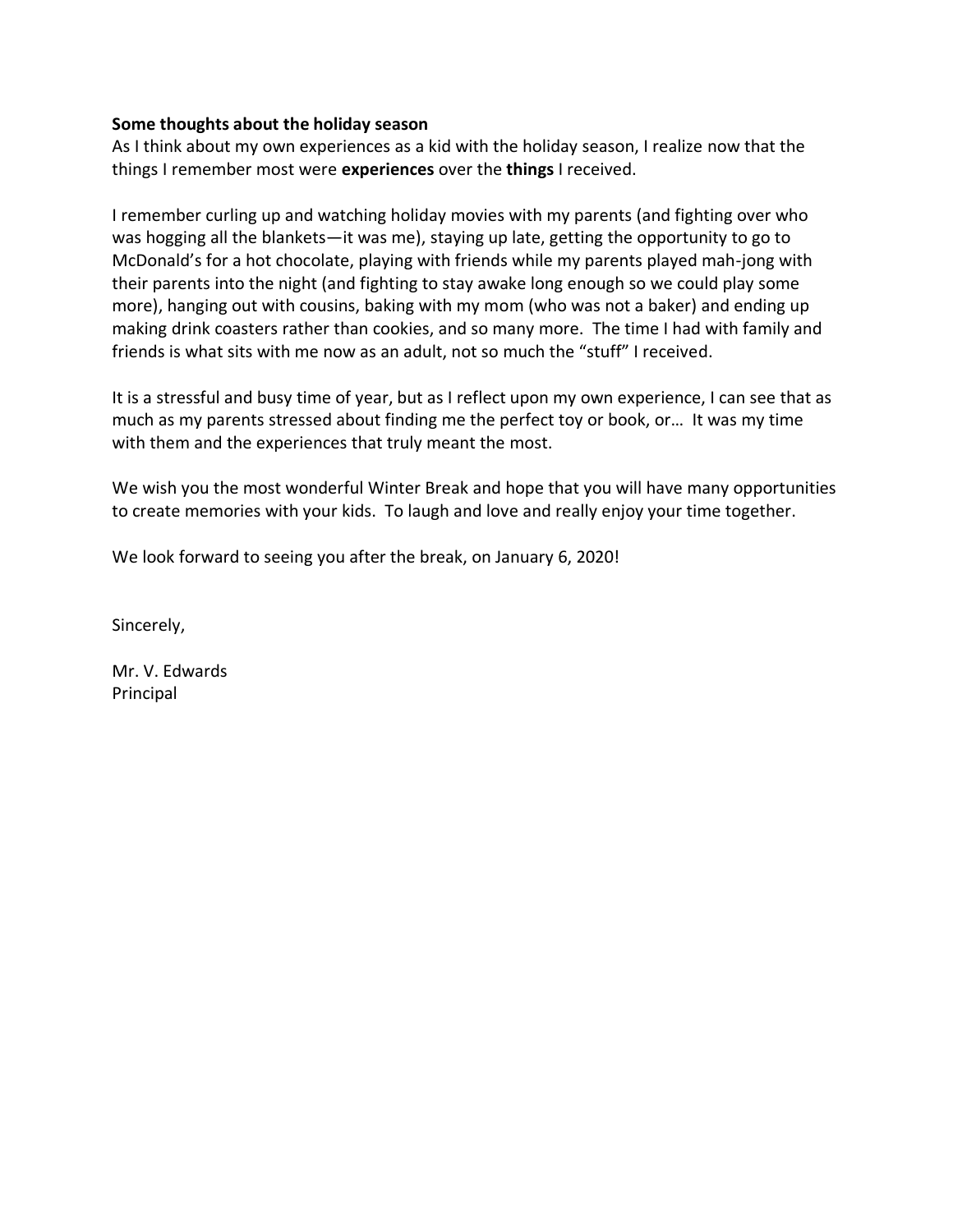**Some thoughts about the holiday season**
As I think about my own experiences as a kid with the holiday season, I realize now that the things I remember most were **experiences** over the **things** I received.

I remember curling up and watching holiday movies with my parents (and fighting over who was hogging all the blankets—it was me), staying up late, getting the opportunity to go to McDonald's for a hot chocolate, playing with friends while my parents played mah-jong with their parents into the night (and fighting to stay awake long enough so we could play some more), hanging out with cousins, baking with my mom (who was not a baker) and ending up making drink coasters rather than cookies, and so many more. The time I had with family and friends is what sits with me now as an adult, not so much the "stuff" I received.

It is a stressful and busy time of year, but as I reflect upon my own experience, I can see that as much as my parents stressed about finding me the perfect toy or book, or… It was my time with them and the experiences that truly meant the most.

We wish you the most wonderful Winter Break and hope that you will have many opportunities to create memories with your kids. To laugh and love and really enjoy your time together.

We look forward to seeing you after the break, on January 6, 2020!

Sincerely,

Mr. V. Edwards
Principal